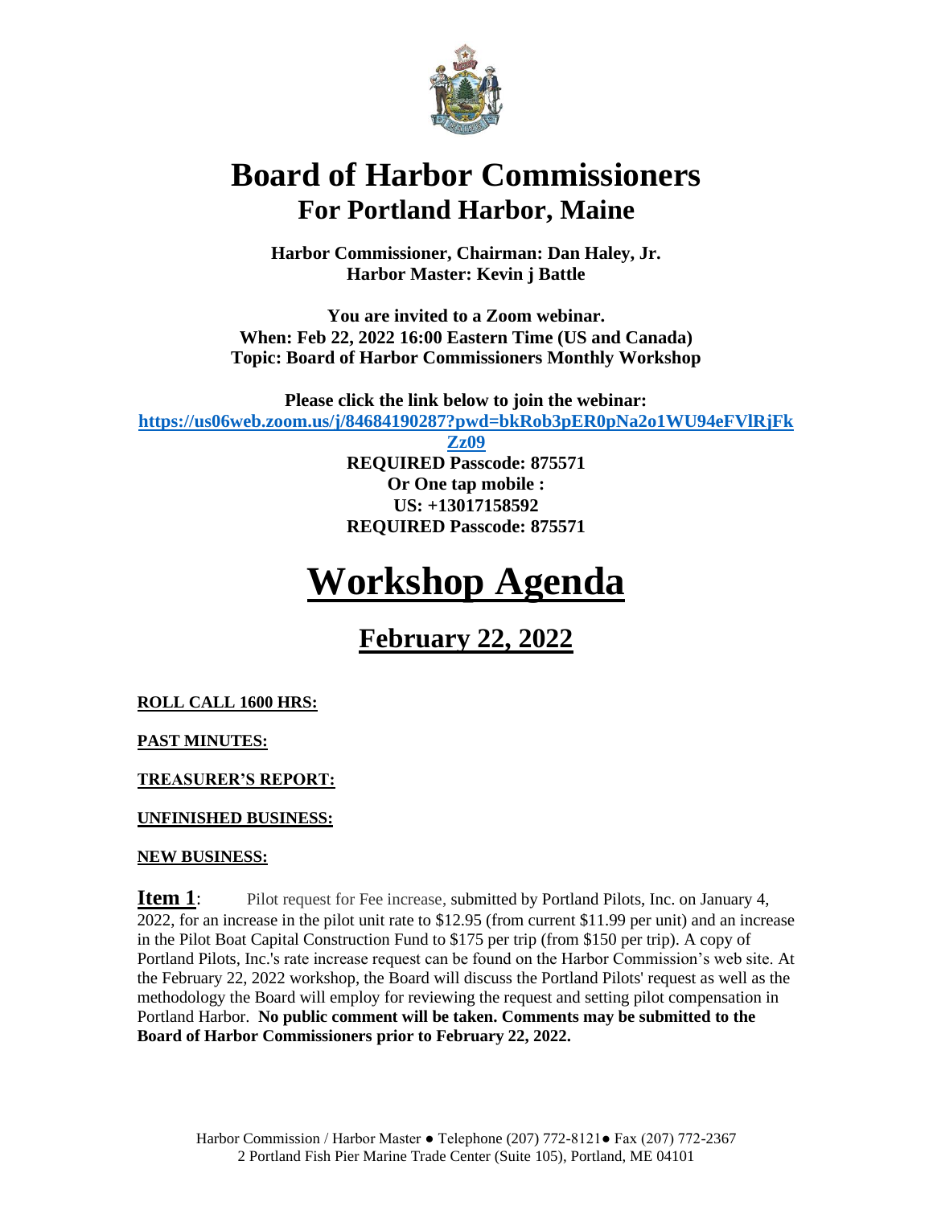# Board of Harbor Commissioners

## For Portland Harbor, Maine

**Harbor Commissioner, Chairman: Dan Haley, Jr.**
**Harbor Master: Kevin j Battle**

**You are invited to a Zoom webinar.**
**When: Feb 22, 2022 16:00 Eastern Time (US and Canada)**
**Topic: Board of Harbor Commissioners Monthly Workshop**

**Please click the link below to join the webinar:**
**https://us06web.zoom.us/j/84684190287?pwd=bkRob3pER0pNa2o1WU94eFVlRjFkZz09**
**REQUIRED Passcode: 875571**
**Or One tap mobile :**
**US: +13017158592**
**REQUIRED Passcode: 875571**

# Workshop Agenda

## February 22, 2022

**ROLL CALL 1600 HRS:**

**PAST MINUTES:**

**TREASURER'S REPORT:**

**UNFINISHED BUSINESS:**

**NEW BUSINESS:**

**Item 1**: Pilot request for Fee increase, submitted by Portland Pilots, Inc. on January 4, 2022, for an increase in the pilot unit rate to $12.95 (from current $11.99 per unit) and an increase in the Pilot Boat Capital Construction Fund to $175 per trip (from $150 per trip). A copy of Portland Pilots, Inc.'s rate increase request can be found on the Harbor Commission's web site. At the February 22, 2022 workshop, the Board will discuss the Portland Pilots' request as well as the methodology the Board will employ for reviewing the request and setting pilot compensation in Portland Harbor. **No public comment will be taken. Comments may be submitted to the Board of Harbor Commissioners prior to February 22, 2022.**

Harbor Commission / Harbor Master ● Telephone (207) 772-8121● Fax (207) 772-2367
2 Portland Fish Pier Marine Trade Center (Suite 105), Portland, ME 04101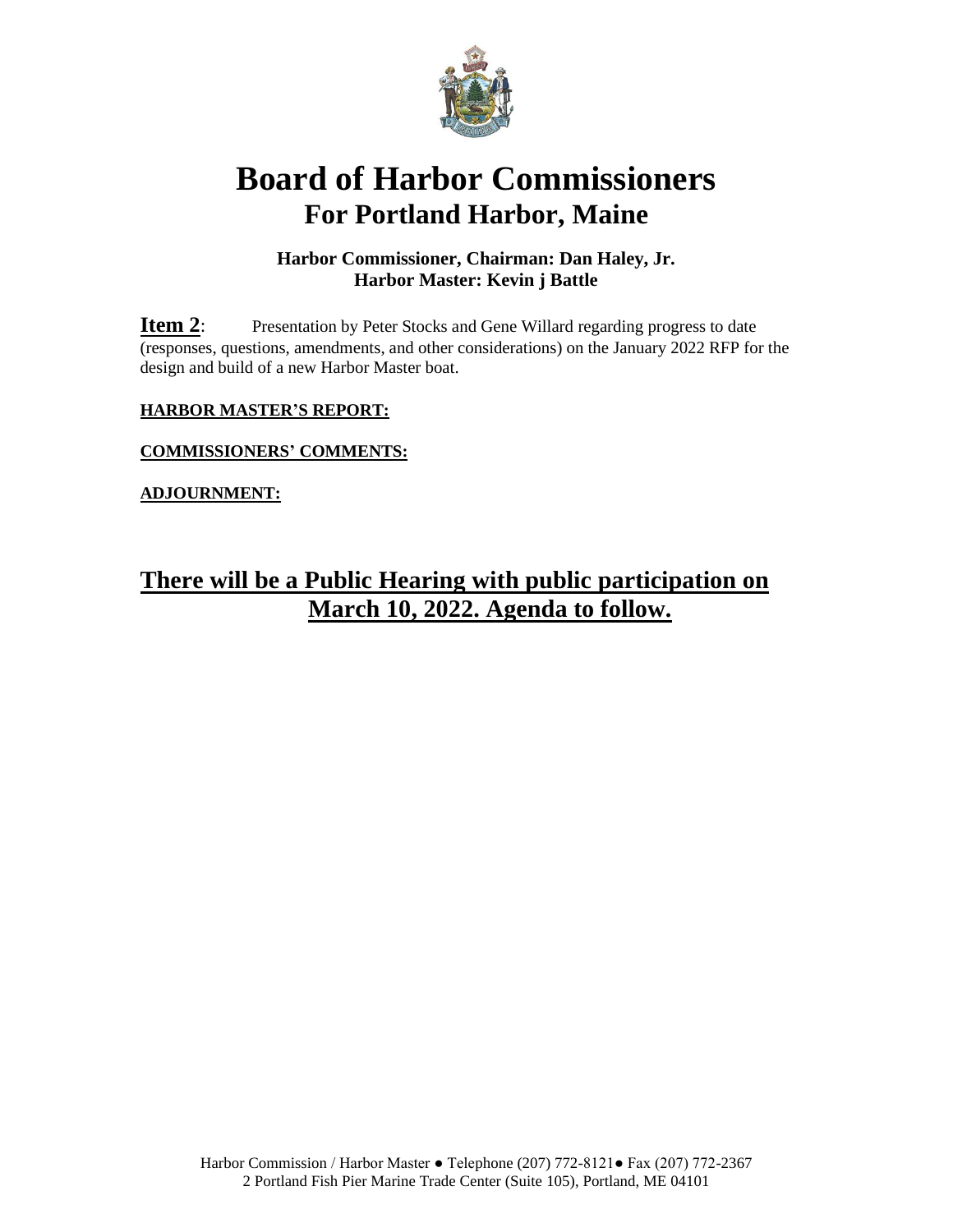# Board of Harbor Commissioners

## For Portland Harbor, Maine

**Harbor Commissioner, Chairman: Dan Haley, Jr.**
**Harbor Master: Kevin j Battle**

**Item 2**: Presentation by Peter Stocks and Gene Willard regarding progress to date (responses, questions, amendments, and other considerations) on the January 2022 RFP for the design and build of a new Harbor Master boat.

**HARBOR MASTER'S REPORT:**

**COMMISSIONERS' COMMENTS:**

**ADJOURNMENT:**

## There will be a Public Hearing with public participation on March 10, 2022. Agenda to follow.

Harbor Commission / Harbor Master ● Telephone (207) 772-8121● Fax (207) 772-2367
2 Portland Fish Pier Marine Trade Center (Suite 105), Portland, ME 04101